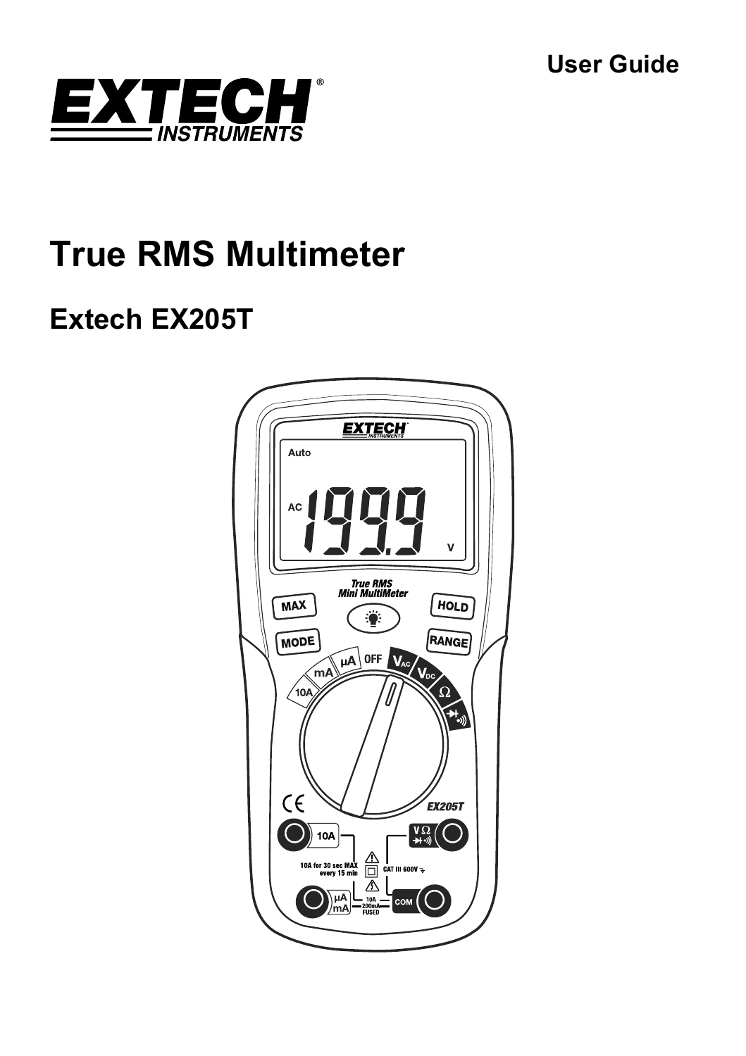User Guide

# True RMS Multimeter

## Extech EX205T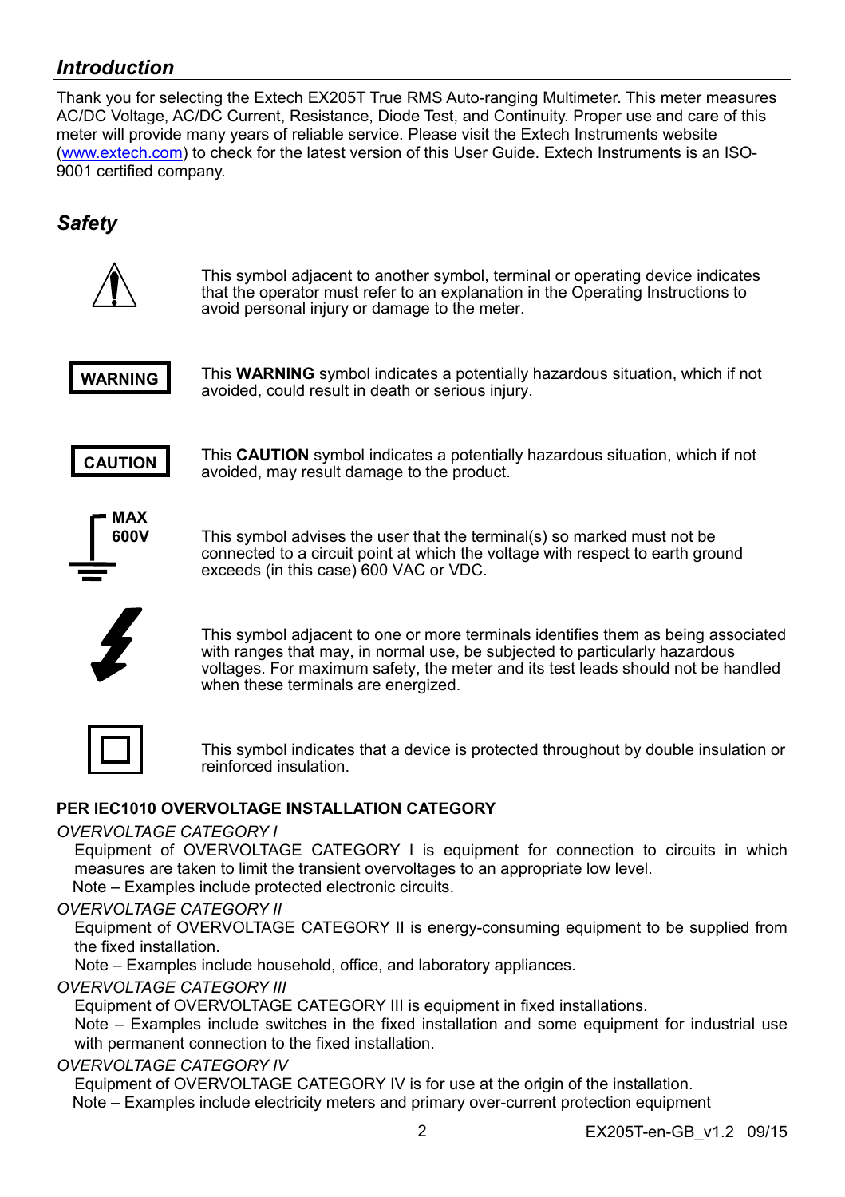## *Introduction*

Thank you for selecting the Extech EX205T True RMS Auto-ranging Multimeter. This meter measures AC/DC Voltage, AC/DC Current, Resistance, Diode Test, and Continuity. Proper use and care of this meter will provide many years of reliable service. Please visit the Extech Instruments website (www.extech.com) to check for the latest version of this User Guide. Extech Instruments is an ISO-9001 certified company.

## *Safety*

This symbol adjacent to another symbol, terminal or operating device indicates that the operator must refer to an explanation in the Operating Instructions to avoid personal injury or damage to the meter.

**WARNING** — This **WARNING** symbol indicates a potentially hazardous situation, which if not avoided, could result in death or serious injury.

**CAUTION** — This **CAUTION** symbol indicates a potentially hazardous situation, which if not avoided, may result damage to the product.

**MAX 600V** — This symbol advises the user that the terminal(s) so marked must not be connected to a circuit point at which the voltage with respect to earth ground exceeds (in this case) 600 VAC or VDC.

This symbol adjacent to one or more terminals identifies them as being associated with ranges that may, in normal use, be subjected to particularly hazardous voltages. For maximum safety, the meter and its test leads should not be handled when these terminals are energized.

This symbol indicates that a device is protected throughout by double insulation or reinforced insulation.

**PER IEC1010 OVERVOLTAGE INSTALLATION CATEGORY**

*OVERVOLTAGE CATEGORY I*

Equipment of OVERVOLTAGE CATEGORY I is equipment for connection to circuits in which measures are taken to limit the transient overvoltages to an appropriate low level.

Note – Examples include protected electronic circuits.

*OVERVOLTAGE CATEGORY II*

Equipment of OVERVOLTAGE CATEGORY II is energy-consuming equipment to be supplied from the fixed installation.

Note – Examples include household, office, and laboratory appliances.

*OVERVOLTAGE CATEGORY III*

Equipment of OVERVOLTAGE CATEGORY III is equipment in fixed installations.

Note – Examples include switches in the fixed installation and some equipment for industrial use with permanent connection to the fixed installation.

*OVERVOLTAGE CATEGORY IV*

Equipment of OVERVOLTAGE CATEGORY IV is for use at the origin of the installation.

Note – Examples include electricity meters and primary over-current protection equipment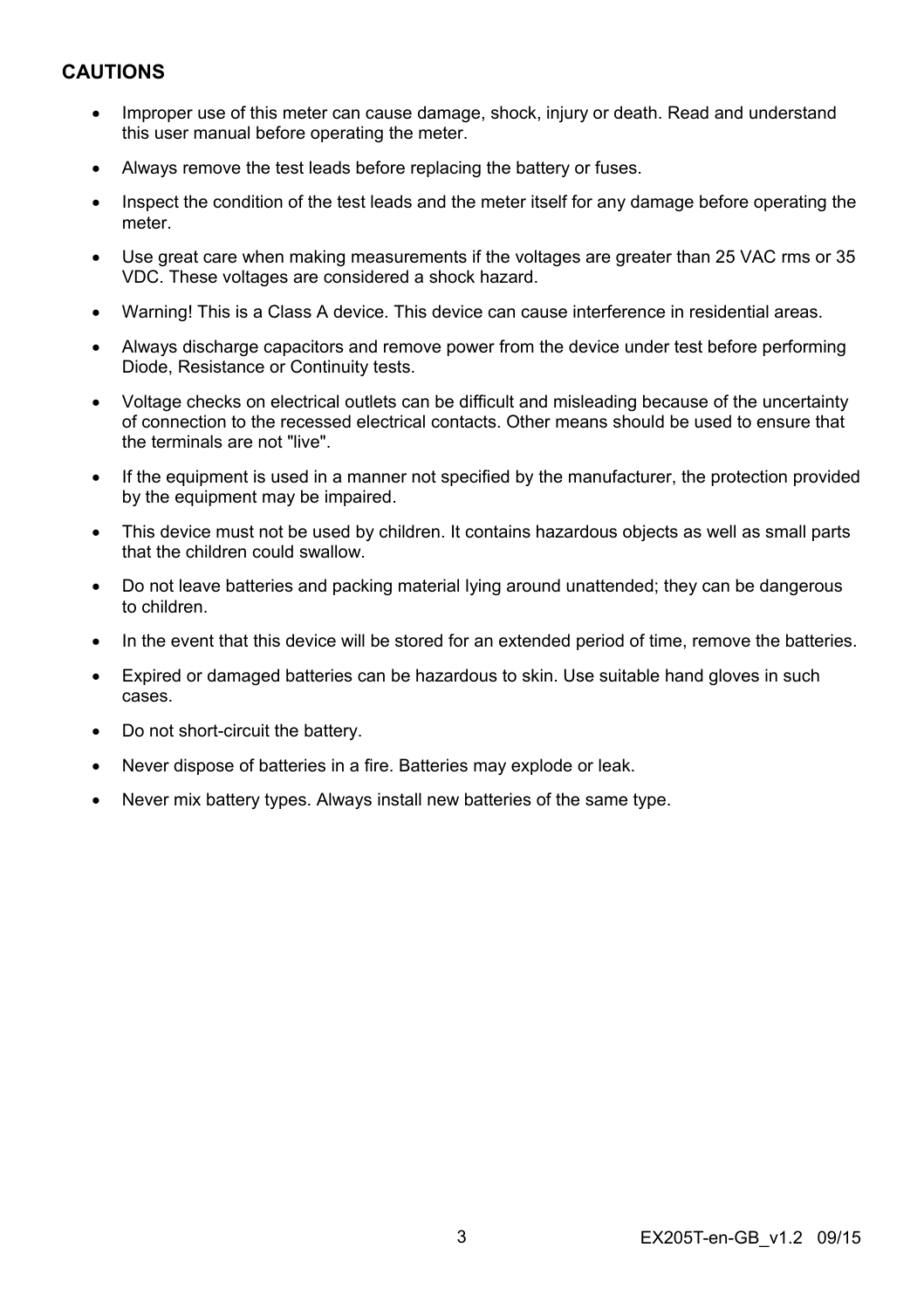## CAUTIONS

- Improper use of this meter can cause damage, shock, injury or death. Read and understand this user manual before operating the meter.
- Always remove the test leads before replacing the battery or fuses.
- Inspect the condition of the test leads and the meter itself for any damage before operating the meter.
- Use great care when making measurements if the voltages are greater than 25 VAC rms or 35 VDC. These voltages are considered a shock hazard.
- Warning! This is a Class A device. This device can cause interference in residential areas.
- Always discharge capacitors and remove power from the device under test before performing Diode, Resistance or Continuity tests.
- Voltage checks on electrical outlets can be difficult and misleading because of the uncertainty of connection to the recessed electrical contacts. Other means should be used to ensure that the terminals are not "live".
- If the equipment is used in a manner not specified by the manufacturer, the protection provided by the equipment may be impaired.
- This device must not be used by children. It contains hazardous objects as well as small parts that the children could swallow.
- Do not leave batteries and packing material lying around unattended; they can be dangerous to children.
- In the event that this device will be stored for an extended period of time, remove the batteries.
- Expired or damaged batteries can be hazardous to skin. Use suitable hand gloves in such cases.
- Do not short-circuit the battery.
- Never dispose of batteries in a fire. Batteries may explode or leak.
- Never mix battery types. Always install new batteries of the same type.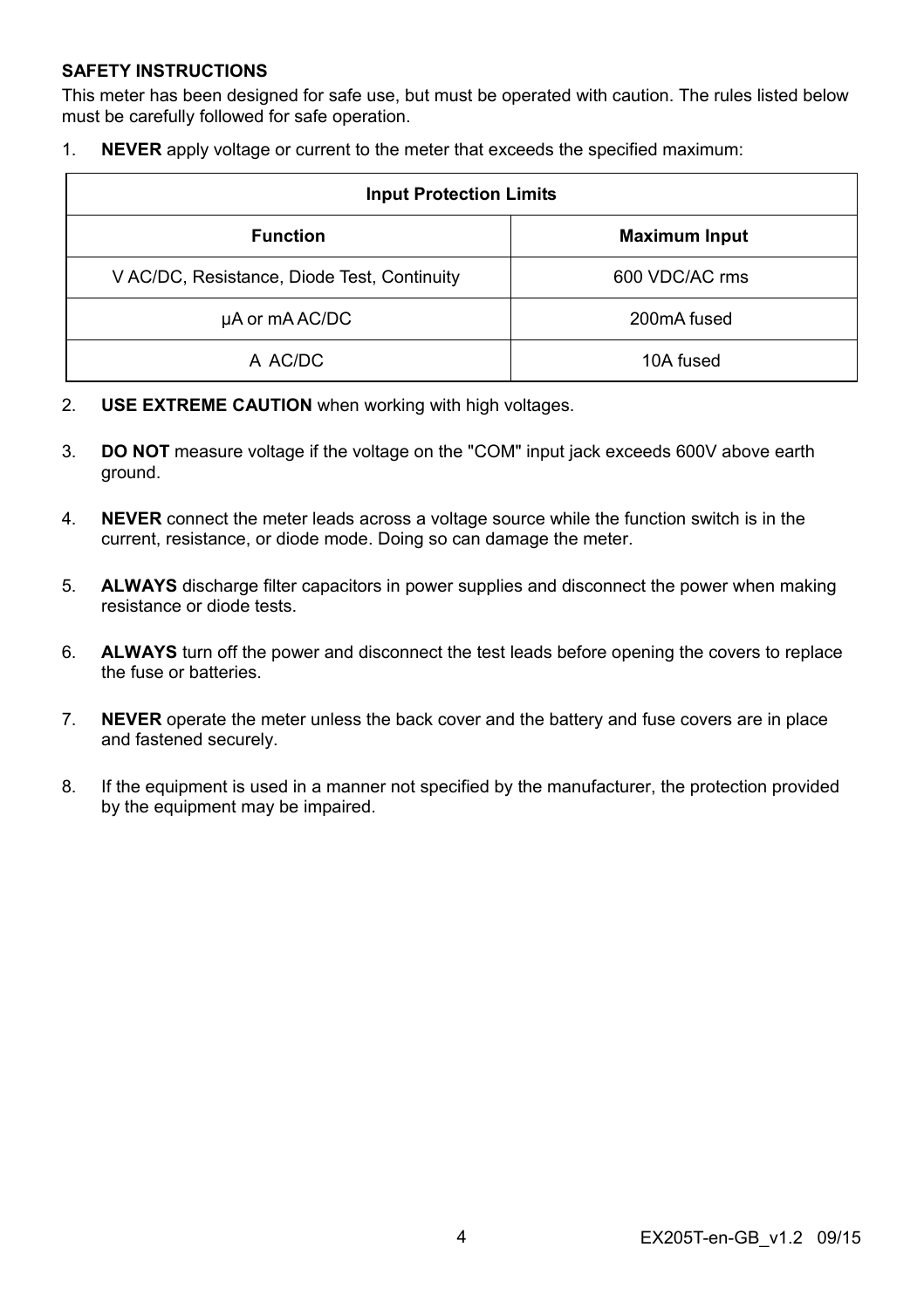## SAFETY INSTRUCTIONS

This meter has been designed for safe use, but must be operated with caution. The rules listed below must be carefully followed for safe operation.

1. **NEVER** apply voltage or current to the meter that exceeds the specified maximum:

| Input Protection Limits | |
|---|---|
| **Function** | **Maximum Input** |
| V AC/DC, Resistance, Diode Test, Continuity | 600 VDC/AC rms |
| µA or mA AC/DC | 200mA fused |
| A AC/DC | 10A fused |

2. **USE EXTREME CAUTION** when working with high voltages.

3. **DO NOT** measure voltage if the voltage on the "COM" input jack exceeds 600V above earth ground.

4. **NEVER** connect the meter leads across a voltage source while the function switch is in the current, resistance, or diode mode. Doing so can damage the meter.

5. **ALWAYS** discharge filter capacitors in power supplies and disconnect the power when making resistance or diode tests.

6. **ALWAYS** turn off the power and disconnect the test leads before opening the covers to replace the fuse or batteries.

7. **NEVER** operate the meter unless the back cover and the battery and fuse covers are in place and fastened securely.

8. If the equipment is used in a manner not specified by the manufacturer, the protection provided by the equipment may be impaired.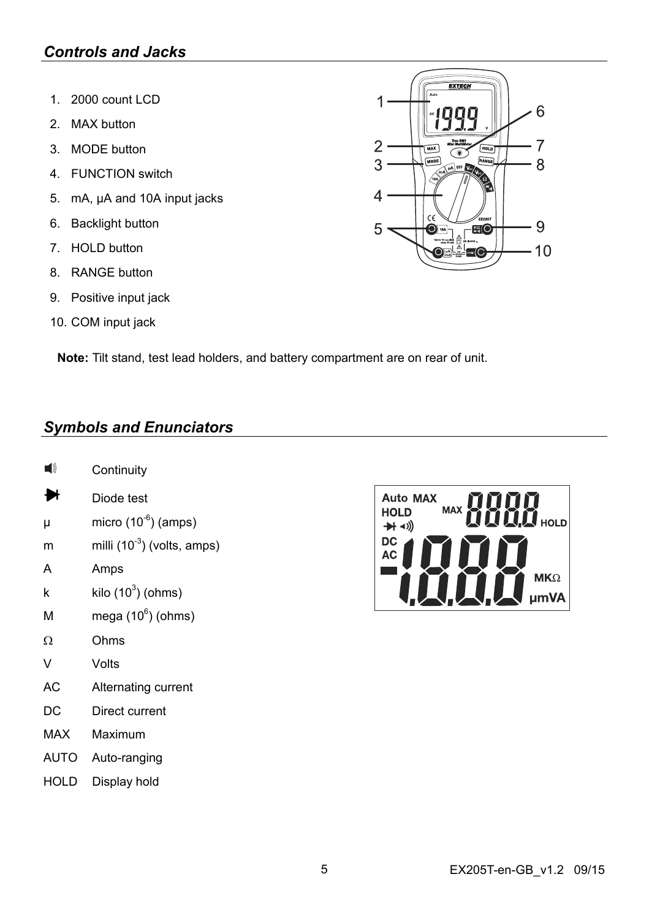## *Controls and Jacks*

1. 2000 count LCD
2. MAX button
3. MODE button
4. FUNCTION switch
5. mA, µA and 10A input jacks
6. Backlight button
7. HOLD button
8. RANGE button
9. Positive input jack
10. COM input jack

**Note:** Tilt stand, test lead holders, and battery compartment are on rear of unit.

## *Symbols and Enunciators*

| | |
|---|---|
| 🔊 | Continuity |
| ⯈\| | Diode test |
| µ | micro ($10^{-6}$) (amps) |
| m | milli ($10^{-3}$) (volts, amps) |
| A | Amps |
| k | kilo ($10^{3}$) (ohms) |
| M | mega ($10^{6}$) (ohms) |
| Ω | Ohms |
| V | Volts |
| AC | Alternating current |
| DC | Direct current |
| MAX | Maximum |
| AUTO | Auto-ranging |
| HOLD | Display hold |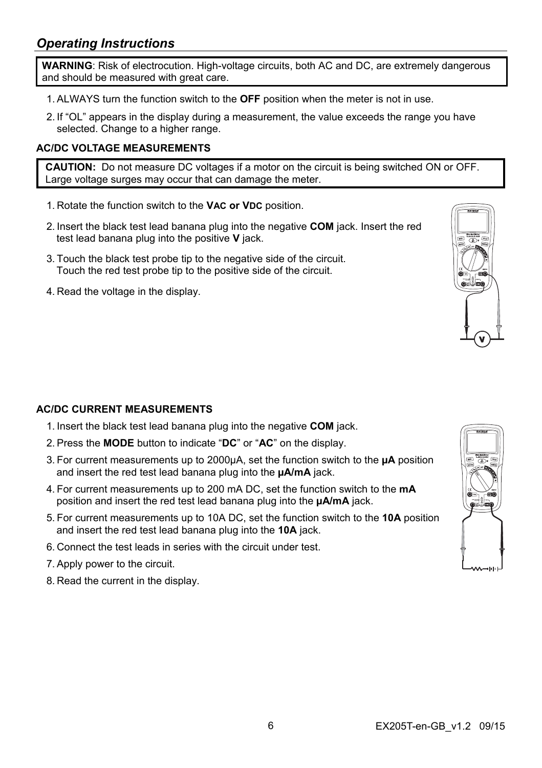## *Operating Instructions*

**WARNING**: Risk of electrocution. High-voltage circuits, both AC and DC, are extremely dangerous and should be measured with great care.

1. ALWAYS turn the function switch to the **OFF** position when the meter is not in use.
2. If “OL” appears in the display during a measurement, the value exceeds the range you have selected. Change to a higher range.

### AC/DC VOLTAGE MEASUREMENTS

**CAUTION:** Do not measure DC voltages if a motor on the circuit is being switched ON or OFF. Large voltage surges may occur that can damage the meter.

1. Rotate the function switch to the **VAC or VDC** position.
2. Insert the black test lead banana plug into the negative **COM** jack. Insert the red test lead banana plug into the positive **V** jack.
3. Touch the black test probe tip to the negative side of the circuit. Touch the red test probe tip to the positive side of the circuit.
4. Read the voltage in the display.

### AC/DC CURRENT MEASUREMENTS

1. Insert the black test lead banana plug into the negative **COM** jack.
2. Press the **MODE** button to indicate “**DC**” or “**AC**” on the display.
3. For current measurements up to 2000µA, set the function switch to the **µA** position and insert the red test lead banana plug into the **µA/mA** jack.
4. For current measurements up to 200 mA DC, set the function switch to the **mA** position and insert the red test lead banana plug into the **µA/mA** jack.
5. For current measurements up to 10A DC, set the function switch to the **10A** position and insert the red test lead banana plug into the **10A** jack.
6. Connect the test leads in series with the circuit under test.
7. Apply power to the circuit.
8. Read the current in the display.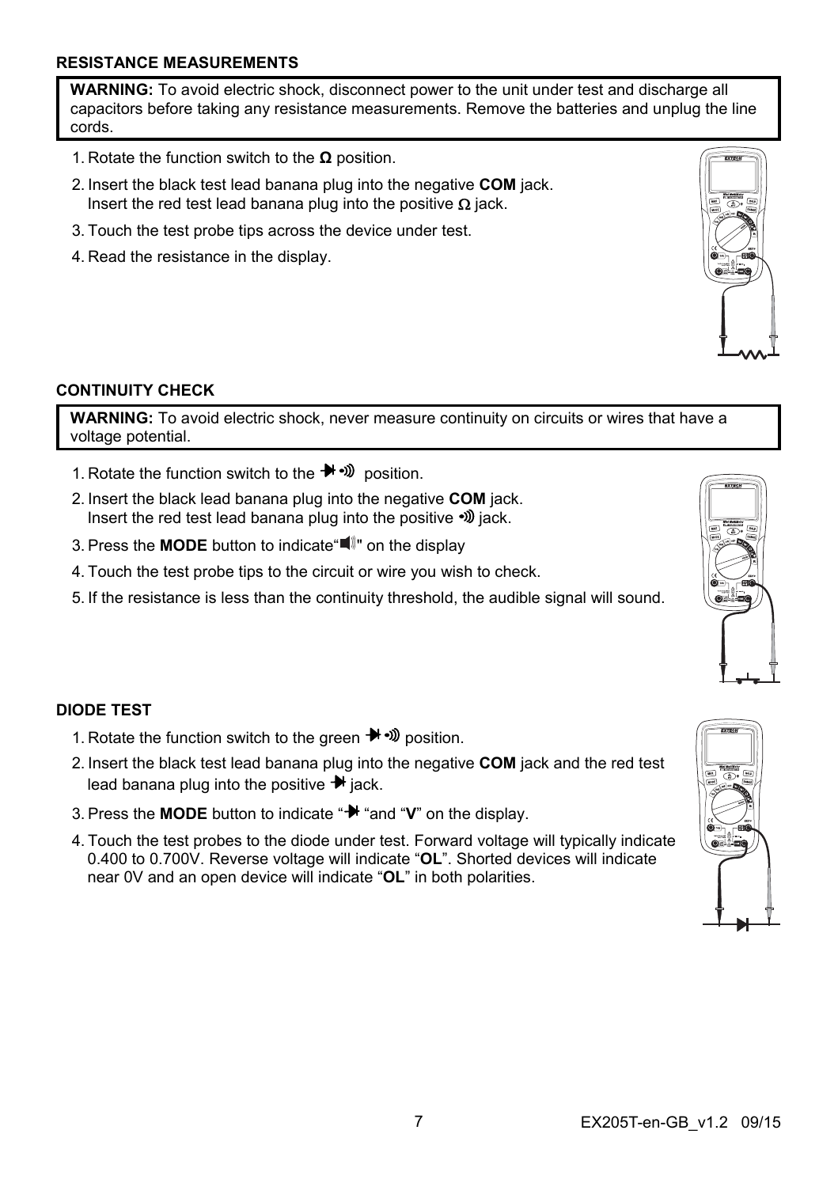### RESISTANCE MEASUREMENTS

**WARNING:** To avoid electric shock, disconnect power to the unit under test and discharge all capacitors before taking any resistance measurements. Remove the batteries and unplug the line cords.

1. Rotate the function switch to the **Ω** position.
2. Insert the black test lead banana plug into the negative **COM** jack. Insert the red test lead banana plug into the positive Ω jack.
3. Touch the test probe tips across the device under test.
4. Read the resistance in the display.

### CONTINUITY CHECK

**WARNING:** To avoid electric shock, never measure continuity on circuits or wires that have a voltage potential.

1. Rotate the function switch to the ➔•))) position.
2. Insert the black lead banana plug into the negative **COM** jack. Insert the red test lead banana plug into the positive •))) jack.
3. Press the **MODE** button to indicate"🔊" on the display
4. Touch the test probe tips to the circuit or wire you wish to check.
5. If the resistance is less than the continuity threshold, the audible signal will sound.

### DIODE TEST

1. Rotate the function switch to the green ➔•))) position.
2. Insert the black test lead banana plug into the negative **COM** jack and the red test lead banana plug into the positive ➔ jack.
3. Press the **MODE** button to indicate "➔ "and "**V**" on the display.
4. Touch the test probes to the diode under test. Forward voltage will typically indicate 0.400 to 0.700V. Reverse voltage will indicate "**OL**". Shorted devices will indicate near 0V and an open device will indicate "**OL**" in both polarities.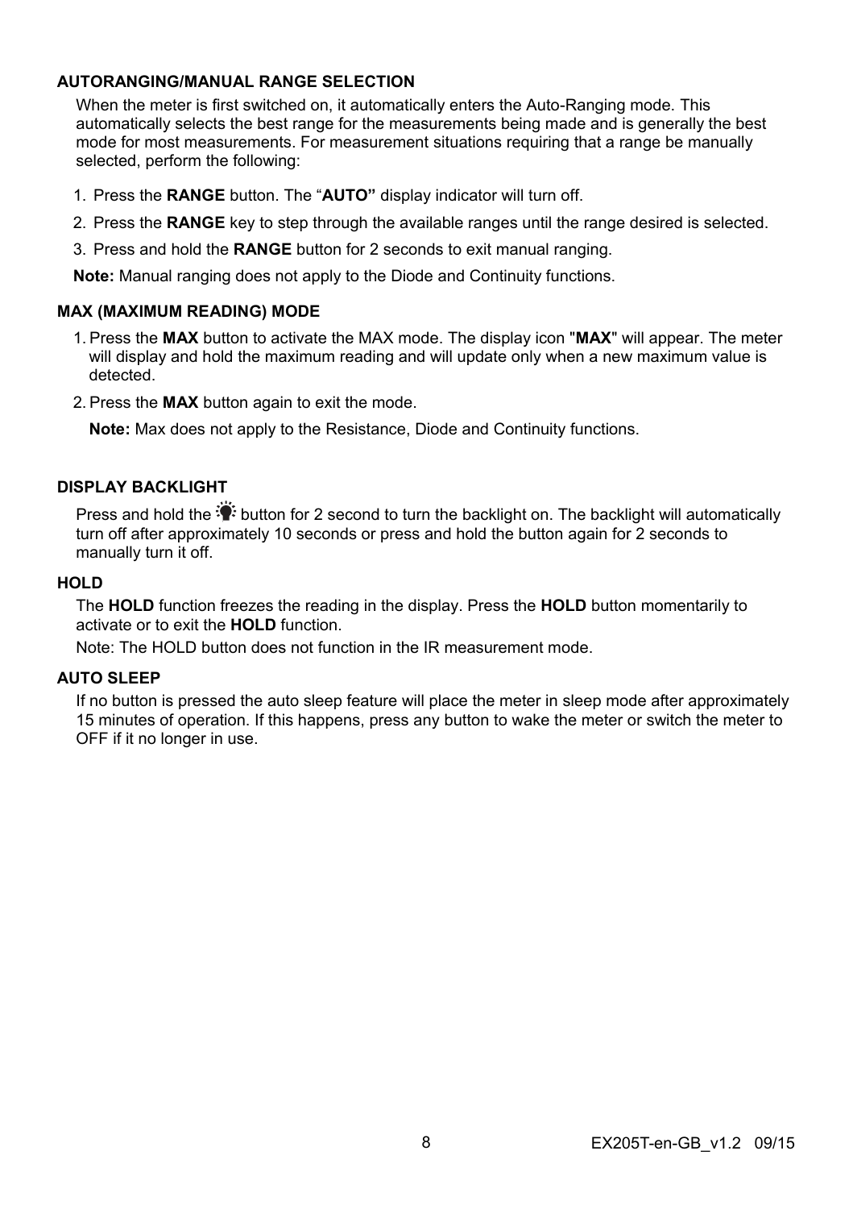## AUTORANGING/MANUAL RANGE SELECTION

When the meter is first switched on, it automatically enters the Auto-Ranging mode. This automatically selects the best range for the measurements being made and is generally the best mode for most measurements. For measurement situations requiring that a range be manually selected, perform the following:

1. Press the **RANGE** button. The "**AUTO"** display indicator will turn off.
2. Press the **RANGE** key to step through the available ranges until the range desired is selected.
3. Press and hold the **RANGE** button for 2 seconds to exit manual ranging.

**Note:** Manual ranging does not apply to the Diode and Continuity functions.

## MAX (MAXIMUM READING) MODE

1. Press the **MAX** button to activate the MAX mode. The display icon "**MAX**" will appear. The meter will display and hold the maximum reading and will update only when a new maximum value is detected.
2. Press the **MAX** button again to exit the mode.

**Note:** Max does not apply to the Resistance, Diode and Continuity functions.

## DISPLAY BACKLIGHT

Press and hold the 💡 button for 2 second to turn the backlight on. The backlight will automatically turn off after approximately 10 seconds or press and hold the button again for 2 seconds to manually turn it off.

## HOLD

The **HOLD** function freezes the reading in the display. Press the **HOLD** button momentarily to activate or to exit the **HOLD** function.

Note: The HOLD button does not function in the IR measurement mode.

## AUTO SLEEP

If no button is pressed the auto sleep feature will place the meter in sleep mode after approximately 15 minutes of operation. If this happens, press any button to wake the meter or switch the meter to OFF if it no longer in use.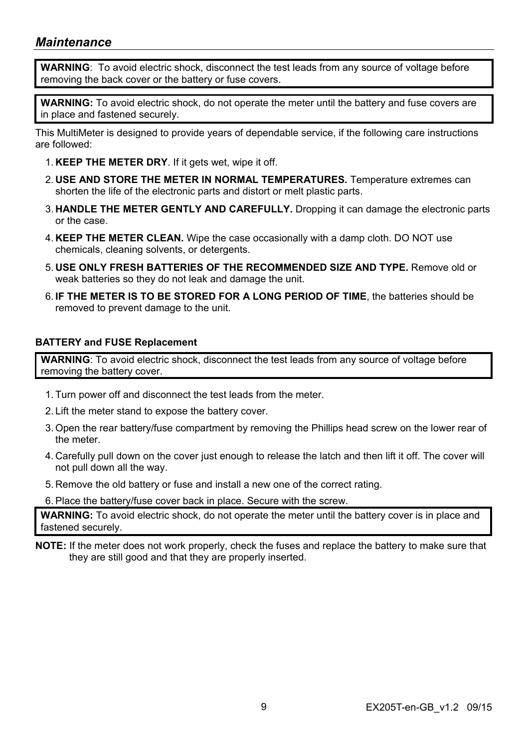## *Maintenance*

**WARNING**: To avoid electric shock, disconnect the test leads from any source of voltage before removing the back cover or the battery or fuse covers.

**WARNING:** To avoid electric shock, do not operate the meter until the battery and fuse covers are in place and fastened securely.

This MultiMeter is designed to provide years of dependable service, if the following care instructions are followed:

1. **KEEP THE METER DRY**. If it gets wet, wipe it off.
2. **USE AND STORE THE METER IN NORMAL TEMPERATURES.** Temperature extremes can shorten the life of the electronic parts and distort or melt plastic parts.
3. **HANDLE THE METER GENTLY AND CAREFULLY.** Dropping it can damage the electronic parts or the case.
4. **KEEP THE METER CLEAN.** Wipe the case occasionally with a damp cloth. DO NOT use chemicals, cleaning solvents, or detergents.
5. **USE ONLY FRESH BATTERIES OF THE RECOMMENDED SIZE AND TYPE.** Remove old or weak batteries so they do not leak and damage the unit.
6. **IF THE METER IS TO BE STORED FOR A LONG PERIOD OF TIME**, the batteries should be removed to prevent damage to the unit.

**BATTERY and FUSE Replacement**

**WARNING**: To avoid electric shock, disconnect the test leads from any source of voltage before removing the battery cover.

1. Turn power off and disconnect the test leads from the meter.
2. Lift the meter stand to expose the battery cover.
3. Open the rear battery/fuse compartment by removing the Phillips head screw on the lower rear of the meter.
4. Carefully pull down on the cover just enough to release the latch and then lift it off. The cover will not pull down all the way.
5. Remove the old battery or fuse and install a new one of the correct rating.
6. Place the battery/fuse cover back in place. Secure with the screw.

**WARNING:** To avoid electric shock, do not operate the meter until the battery cover is in place and fastened securely.

**NOTE:** If the meter does not work properly, check the fuses and replace the battery to make sure that they are still good and that they are properly inserted.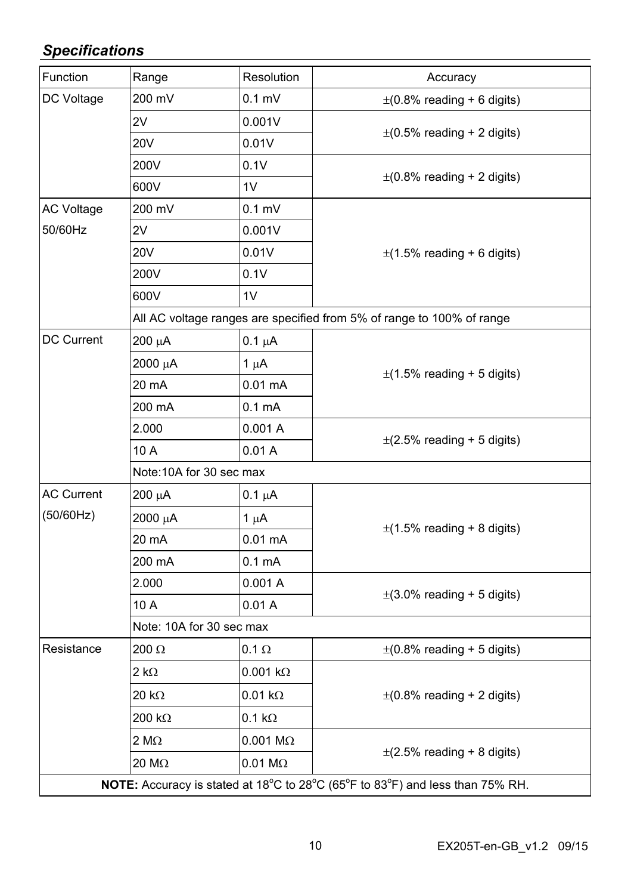## *Specifications*

| Function | Range | Resolution | Accuracy |
|---|---|---|---|
| DC Voltage | 200 mV | 0.1 mV | ±(0.8% reading + 6 digits) |
| | 2V | 0.001V | ±(0.5% reading + 2 digits) |
| | 20V | 0.01V | |
| | 200V | 0.1V | ±(0.8% reading + 2 digits) |
| | 600V | 1V | |
| AC Voltage 50/60Hz | 200 mV | 0.1 mV | ±(1.5% reading + 6 digits) |
| | 2V | 0.001V | |
| | 20V | 0.01V | |
| | 200V | 0.1V | |
| | 600V | 1V | |
| | All AC voltage ranges are specified from 5% of range to 100% of range | | |
| DC Current | 200 µA | 0.1 µA | ±(1.5% reading + 5 digits) |
| | 2000 µA | 1 µA | |
| | 20 mA | 0.01 mA | |
| | 200 mA | 0.1 mA | |
| | 2.000 | 0.001 A | ±(2.5% reading + 5 digits) |
| | 10 A | 0.01 A | |
| | Note:10A for 30 sec max | | |
| AC Current (50/60Hz) | 200 µA | 0.1 µA | ±(1.5% reading + 8 digits) |
| | 2000 µA | 1 µA | |
| | 20 mA | 0.01 mA | |
| | 200 mA | 0.1 mA | |
| | 2.000 | 0.001 A | ±(3.0% reading + 5 digits) |
| | 10 A | 0.01 A | |
| | Note: 10A for 30 sec max | | |
| Resistance | 200 Ω | 0.1 Ω | ±(0.8% reading + 5 digits) |
| | 2 kΩ | 0.001 kΩ | ±(0.8% reading + 2 digits) |
| | 20 kΩ | 0.01 kΩ | |
| | 200 kΩ | 0.1 kΩ | |
| | 2 MΩ | 0.001 MΩ | ±(2.5% reading + 8 digits) |
| | 20 MΩ | 0.01 MΩ | |
| **NOTE:** Accuracy is stated at 18°C to 28°C (65°F to 83°F) and less than 75% RH. | | | |

EX205T-en-GB_v1.2 09/15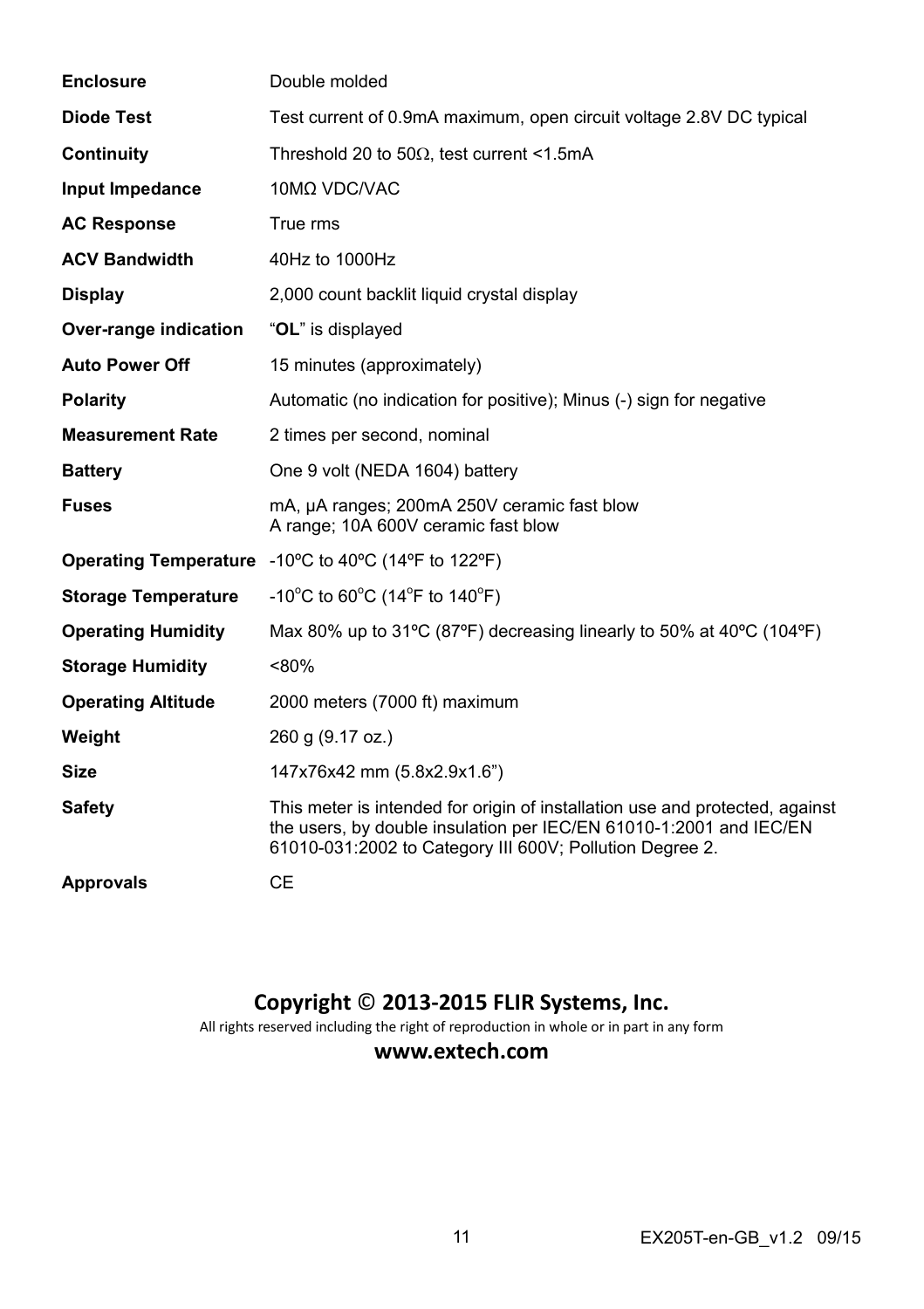| | |
|---|---|
| **Enclosure** | Double molded |
| **Diode Test** | Test current of 0.9mA maximum, open circuit voltage 2.8V DC typical |
| **Continuity** | Threshold 20 to 50Ω, test current <1.5mA |
| **Input Impedance** | 10MΩ VDC/VAC |
| **AC Response** | True rms |
| **ACV Bandwidth** | 40Hz to 1000Hz |
| **Display** | 2,000 count backlit liquid crystal display |
| **Over-range indication** | "**OL**" is displayed |
| **Auto Power Off** | 15 minutes (approximately) |
| **Polarity** | Automatic (no indication for positive); Minus (-) sign for negative |
| **Measurement Rate** | 2 times per second, nominal |
| **Battery** | One 9 volt (NEDA 1604) battery |
| **Fuses** | mA, µA ranges; 200mA 250V ceramic fast blow<br>A range; 10A 600V ceramic fast blow |
| **Operating Temperature** | -10ºC to 40ºC (14ºF to 122ºF) |
| **Storage Temperature** | -10°C to 60°C (14°F to 140°F) |
| **Operating Humidity** | Max 80% up to 31ºC (87ºF) decreasing linearly to 50% at 40ºC (104ºF) |
| **Storage Humidity** | <80% |
| **Operating Altitude** | 2000 meters (7000 ft) maximum |
| **Weight** | 260 g (9.17 oz.) |
| **Size** | 147x76x42 mm (5.8x2.9x1.6") |
| **Safety** | This meter is intended for origin of installation use and protected, against the users, by double insulation per IEC/EN 61010-1:2001 and IEC/EN 61010-031:2002 to Category III 600V; Pollution Degree 2. |
| **Approvals** | CE |

**Copyright © 2013-2015 FLIR Systems, Inc.**

All rights reserved including the right of reproduction in whole or in part in any form

**www.extech.com**

EX205T-en-GB_v1.2 09/15